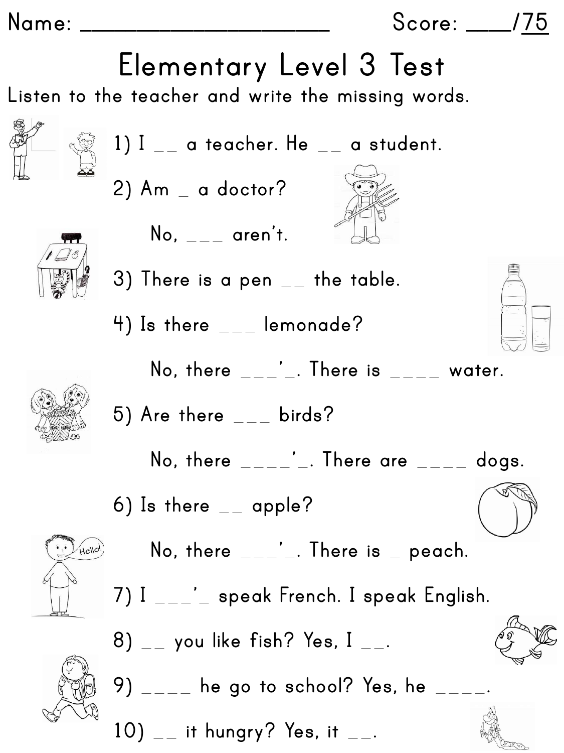Name: ______________________ Score: ____/75

# Elementary Level 3 Test

Listen to the teacher and write the missing words.

1) I __ a teacher. He __ a student.

2) Am _ a doctor?

   No, ___ aren't.

3) There is a pen __ the table.

4) Is there ___ lemonade?

   No, there ___'_. There is ____ water.

5) Are there ___ birds?

   No, there ____'_. There are ____ dogs.

6) Is there __ apple?

   No, there ___'_. There is _ peach.

7) I ___'_ speak French. I speak English.

8) __ you like fish? Yes, I __.

9) ____ he go to school? Yes, he ____.

10) __ it hungry? Yes, it __.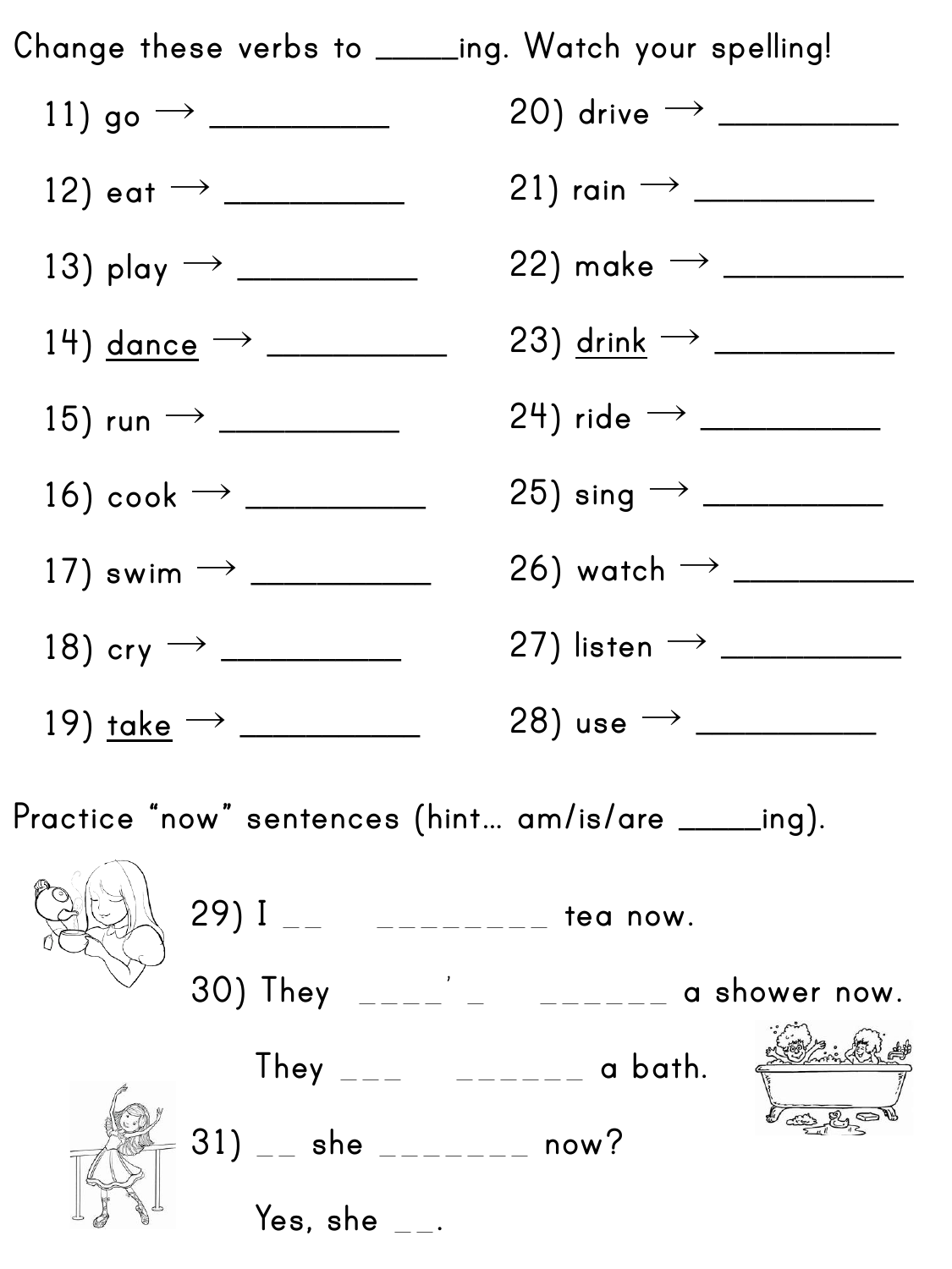Change these verbs to _____ing. Watch your spelling!

11) go → __________

12) eat → __________

13) play → __________

14) <u>dance</u> → __________

15) run → __________

16) cook → __________

17) swim → __________

18) cry → __________

19) <u>take</u> → __________

20) drive → __________

21) rain → __________

22) make → __________

23) <u>drink</u> → __________

24) ride → __________

25) sing → __________

26) watch → __________

27) listen → __________

28) use → __________

Practice "now" sentences (hint… am/is/are _____ing).

29) I _ _ _ _ _ _ _ _ _ _ _ tea now.

30) They _ _ _ _' _ _ _ _ _ _ _ a shower now.

They _ _ _ _ _ _ _ _ _ a bath.

31) _ _ she _ _ _ _ _ _ _ _ now?

Yes, she _ _.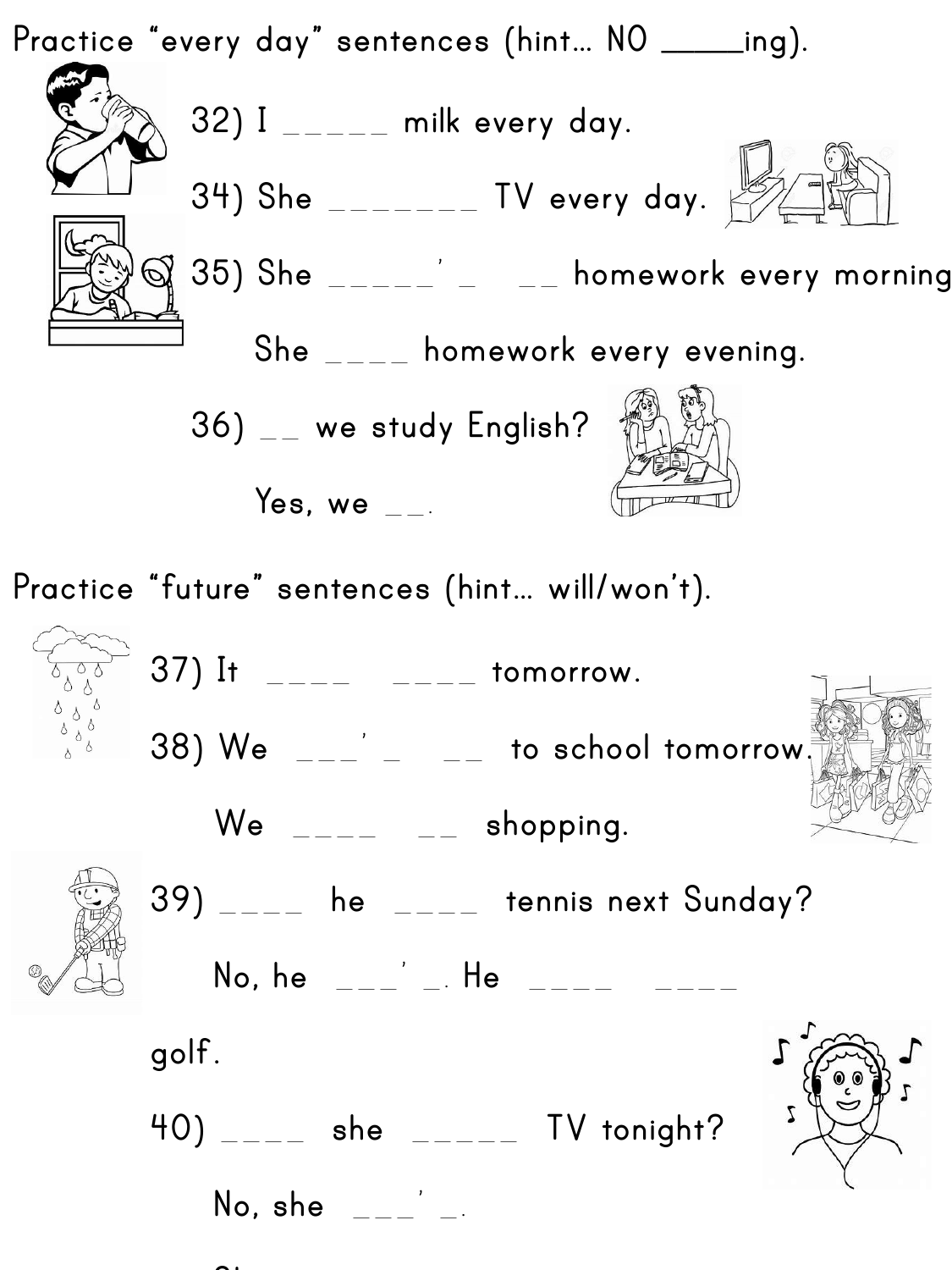Practice "every day" sentences (hint… NO _____ing).

32) I _____ milk every day.

34) She _______ TV every day.

35) She _____'_ __ homework every morning

She ____ homework every evening.

36) __ we study English?

Yes, we __.

Practice "future" sentences (hint… will/won't).

37) It ____ ____ tomorrow.

38) We ___'_ __ to school tomorrow.

We ____ __ shopping.

39) ____ he ____ tennis next Sunday?

No, he ___'_. He ____ ____ golf.

40) ____ she _____ TV tonight?

No, she ___'_.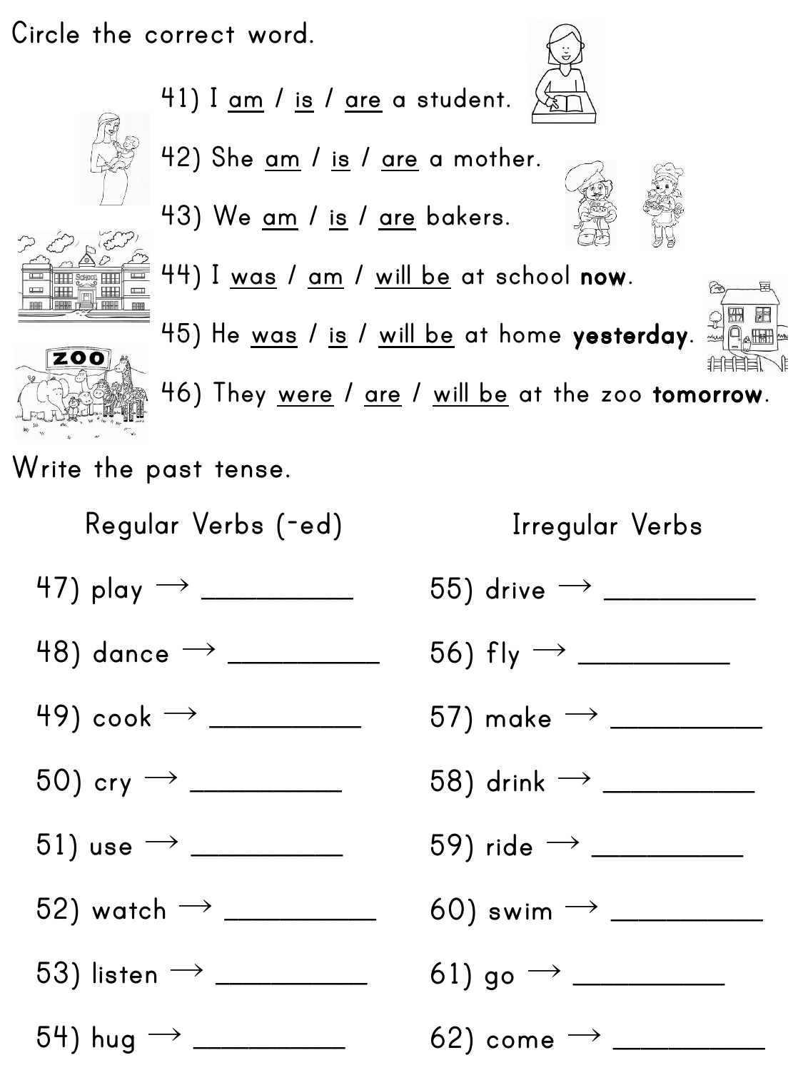Circle the correct word.

41) I am / is / are a student.

42) She am / is / are a mother.

43) We am / is / are bakers.

44) I was / am / will be at school **now**.

45) He was / is / will be at home **yesterday**.

46) They were / are / will be at the zoo **tomorrow**.

Write the past tense.

| Regular Verbs (-ed) | Irregular Verbs |
| --- | --- |
| 47) play → __________ | 55) drive → __________ |
| 48) dance → __________ | 56) fly → __________ |
| 49) cook → __________ | 57) make → __________ |
| 50) cry → __________ | 58) drink → __________ |
| 51) use → __________ | 59) ride → __________ |
| 52) watch → __________ | 60) swim → __________ |
| 53) listen → __________ | 61) go → __________ |
| 54) hug → __________ | 62) come → __________ |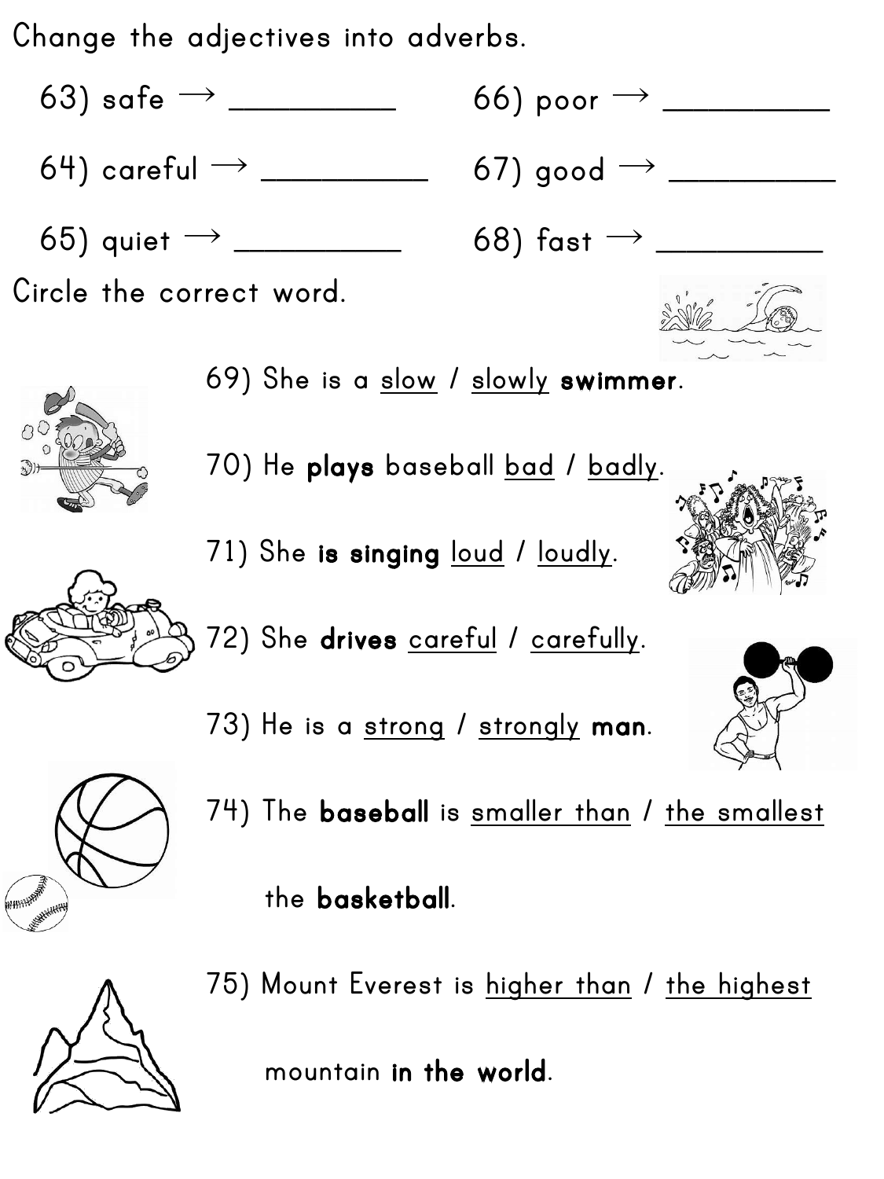Change the adjectives into adverbs.

63) safe → __________

64) careful → __________

65) quiet → __________

66) poor → __________

67) good → __________

68) fast → __________

Circle the correct word.

69) She is a slow / slowly **swimmer**.

70) He **plays** baseball bad / badly.

71) She **is singing** loud / loudly.

72) She **drives** careful / carefully.

73) He is a strong / strongly **man**.

74) The **baseball** is smaller than / the smallest the **basketball**.

75) Mount Everest is higher than / the highest mountain **in the world**.